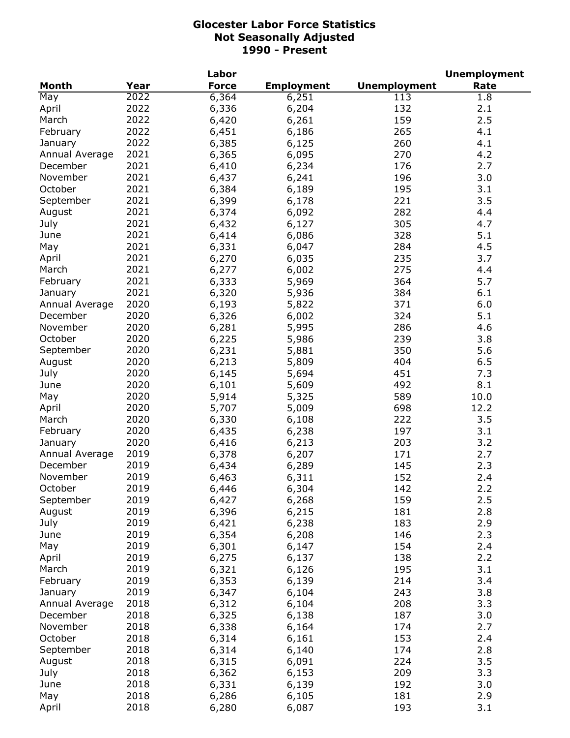# Glocester Labor Force Statistics
## Not Seasonally Adjusted
## 1990 - Present

| Month | Year | Labor Force | Employment | Unemployment | Unemployment Rate |
|---|---|---|---|---|---|
| May | 2022 | 6,364 | 6,251 | 113 | 1.8 |
| April | 2022 | 6,336 | 6,204 | 132 | 2.1 |
| March | 2022 | 6,420 | 6,261 | 159 | 2.5 |
| February | 2022 | 6,451 | 6,186 | 265 | 4.1 |
| January | 2022 | 6,385 | 6,125 | 260 | 4.1 |
| Annual Average | 2021 | 6,365 | 6,095 | 270 | 4.2 |
| December | 2021 | 6,410 | 6,234 | 176 | 2.7 |
| November | 2021 | 6,437 | 6,241 | 196 | 3.0 |
| October | 2021 | 6,384 | 6,189 | 195 | 3.1 |
| September | 2021 | 6,399 | 6,178 | 221 | 3.5 |
| August | 2021 | 6,374 | 6,092 | 282 | 4.4 |
| July | 2021 | 6,432 | 6,127 | 305 | 4.7 |
| June | 2021 | 6,414 | 6,086 | 328 | 5.1 |
| May | 2021 | 6,331 | 6,047 | 284 | 4.5 |
| April | 2021 | 6,270 | 6,035 | 235 | 3.7 |
| March | 2021 | 6,277 | 6,002 | 275 | 4.4 |
| February | 2021 | 6,333 | 5,969 | 364 | 5.7 |
| January | 2021 | 6,320 | 5,936 | 384 | 6.1 |
| Annual Average | 2020 | 6,193 | 5,822 | 371 | 6.0 |
| December | 2020 | 6,326 | 6,002 | 324 | 5.1 |
| November | 2020 | 6,281 | 5,995 | 286 | 4.6 |
| October | 2020 | 6,225 | 5,986 | 239 | 3.8 |
| September | 2020 | 6,231 | 5,881 | 350 | 5.6 |
| August | 2020 | 6,213 | 5,809 | 404 | 6.5 |
| July | 2020 | 6,145 | 5,694 | 451 | 7.3 |
| June | 2020 | 6,101 | 5,609 | 492 | 8.1 |
| May | 2020 | 5,914 | 5,325 | 589 | 10.0 |
| April | 2020 | 5,707 | 5,009 | 698 | 12.2 |
| March | 2020 | 6,330 | 6,108 | 222 | 3.5 |
| February | 2020 | 6,435 | 6,238 | 197 | 3.1 |
| January | 2020 | 6,416 | 6,213 | 203 | 3.2 |
| Annual Average | 2019 | 6,378 | 6,207 | 171 | 2.7 |
| December | 2019 | 6,434 | 6,289 | 145 | 2.3 |
| November | 2019 | 6,463 | 6,311 | 152 | 2.4 |
| October | 2019 | 6,446 | 6,304 | 142 | 2.2 |
| September | 2019 | 6,427 | 6,268 | 159 | 2.5 |
| August | 2019 | 6,396 | 6,215 | 181 | 2.8 |
| July | 2019 | 6,421 | 6,238 | 183 | 2.9 |
| June | 2019 | 6,354 | 6,208 | 146 | 2.3 |
| May | 2019 | 6,301 | 6,147 | 154 | 2.4 |
| April | 2019 | 6,275 | 6,137 | 138 | 2.2 |
| March | 2019 | 6,321 | 6,126 | 195 | 3.1 |
| February | 2019 | 6,353 | 6,139 | 214 | 3.4 |
| January | 2019 | 6,347 | 6,104 | 243 | 3.8 |
| Annual Average | 2018 | 6,312 | 6,104 | 208 | 3.3 |
| December | 2018 | 6,325 | 6,138 | 187 | 3.0 |
| November | 2018 | 6,338 | 6,164 | 174 | 2.7 |
| October | 2018 | 6,314 | 6,161 | 153 | 2.4 |
| September | 2018 | 6,314 | 6,140 | 174 | 2.8 |
| August | 2018 | 6,315 | 6,091 | 224 | 3.5 |
| July | 2018 | 6,362 | 6,153 | 209 | 3.3 |
| June | 2018 | 6,331 | 6,139 | 192 | 3.0 |
| May | 2018 | 6,286 | 6,105 | 181 | 2.9 |
| April | 2018 | 6,280 | 6,087 | 193 | 3.1 |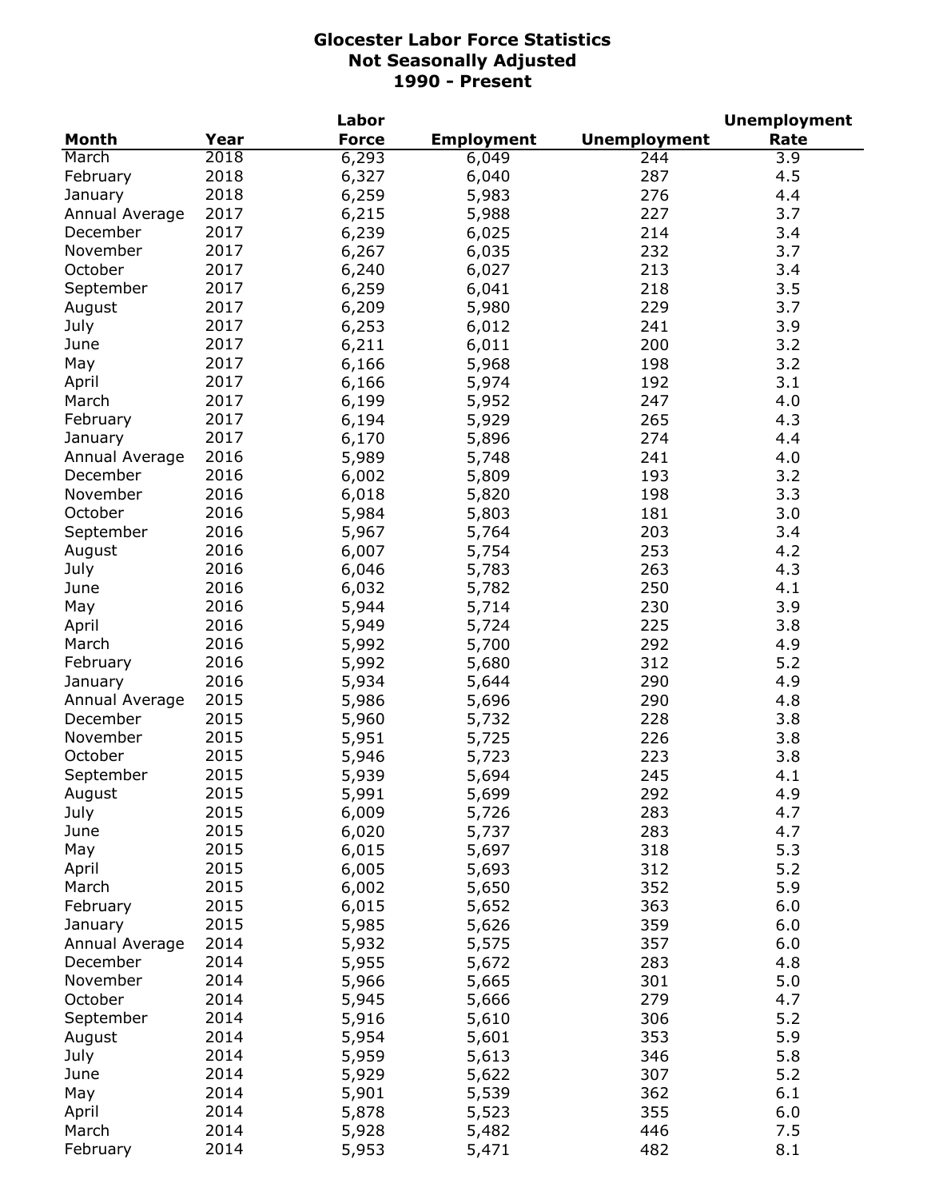# Glocester Labor Force Statistics
## Not Seasonally Adjusted
## 1990 - Present

| Month | Year | Labor Force | Employment | Unemployment | Unemployment Rate |
|---|---|---|---|---|---|
| March | 2018 | 6,293 | 6,049 | 244 | 3.9 |
| February | 2018 | 6,327 | 6,040 | 287 | 4.5 |
| January | 2018 | 6,259 | 5,983 | 276 | 4.4 |
| Annual Average | 2017 | 6,215 | 5,988 | 227 | 3.7 |
| December | 2017 | 6,239 | 6,025 | 214 | 3.4 |
| November | 2017 | 6,267 | 6,035 | 232 | 3.7 |
| October | 2017 | 6,240 | 6,027 | 213 | 3.4 |
| September | 2017 | 6,259 | 6,041 | 218 | 3.5 |
| August | 2017 | 6,209 | 5,980 | 229 | 3.7 |
| July | 2017 | 6,253 | 6,012 | 241 | 3.9 |
| June | 2017 | 6,211 | 6,011 | 200 | 3.2 |
| May | 2017 | 6,166 | 5,968 | 198 | 3.2 |
| April | 2017 | 6,166 | 5,974 | 192 | 3.1 |
| March | 2017 | 6,199 | 5,952 | 247 | 4.0 |
| February | 2017 | 6,194 | 5,929 | 265 | 4.3 |
| January | 2017 | 6,170 | 5,896 | 274 | 4.4 |
| Annual Average | 2016 | 5,989 | 5,748 | 241 | 4.0 |
| December | 2016 | 6,002 | 5,809 | 193 | 3.2 |
| November | 2016 | 6,018 | 5,820 | 198 | 3.3 |
| October | 2016 | 5,984 | 5,803 | 181 | 3.0 |
| September | 2016 | 5,967 | 5,764 | 203 | 3.4 |
| August | 2016 | 6,007 | 5,754 | 253 | 4.2 |
| July | 2016 | 6,046 | 5,783 | 263 | 4.3 |
| June | 2016 | 6,032 | 5,782 | 250 | 4.1 |
| May | 2016 | 5,944 | 5,714 | 230 | 3.9 |
| April | 2016 | 5,949 | 5,724 | 225 | 3.8 |
| March | 2016 | 5,992 | 5,700 | 292 | 4.9 |
| February | 2016 | 5,992 | 5,680 | 312 | 5.2 |
| January | 2016 | 5,934 | 5,644 | 290 | 4.9 |
| Annual Average | 2015 | 5,986 | 5,696 | 290 | 4.8 |
| December | 2015 | 5,960 | 5,732 | 228 | 3.8 |
| November | 2015 | 5,951 | 5,725 | 226 | 3.8 |
| October | 2015 | 5,946 | 5,723 | 223 | 3.8 |
| September | 2015 | 5,939 | 5,694 | 245 | 4.1 |
| August | 2015 | 5,991 | 5,699 | 292 | 4.9 |
| July | 2015 | 6,009 | 5,726 | 283 | 4.7 |
| June | 2015 | 6,020 | 5,737 | 283 | 4.7 |
| May | 2015 | 6,015 | 5,697 | 318 | 5.3 |
| April | 2015 | 6,005 | 5,693 | 312 | 5.2 |
| March | 2015 | 6,002 | 5,650 | 352 | 5.9 |
| February | 2015 | 6,015 | 5,652 | 363 | 6.0 |
| January | 2015 | 5,985 | 5,626 | 359 | 6.0 |
| Annual Average | 2014 | 5,932 | 5,575 | 357 | 6.0 |
| December | 2014 | 5,955 | 5,672 | 283 | 4.8 |
| November | 2014 | 5,966 | 5,665 | 301 | 5.0 |
| October | 2014 | 5,945 | 5,666 | 279 | 4.7 |
| September | 2014 | 5,916 | 5,610 | 306 | 5.2 |
| August | 2014 | 5,954 | 5,601 | 353 | 5.9 |
| July | 2014 | 5,959 | 5,613 | 346 | 5.8 |
| June | 2014 | 5,929 | 5,622 | 307 | 5.2 |
| May | 2014 | 5,901 | 5,539 | 362 | 6.1 |
| April | 2014 | 5,878 | 5,523 | 355 | 6.0 |
| March | 2014 | 5,928 | 5,482 | 446 | 7.5 |
| February | 2014 | 5,953 | 5,471 | 482 | 8.1 |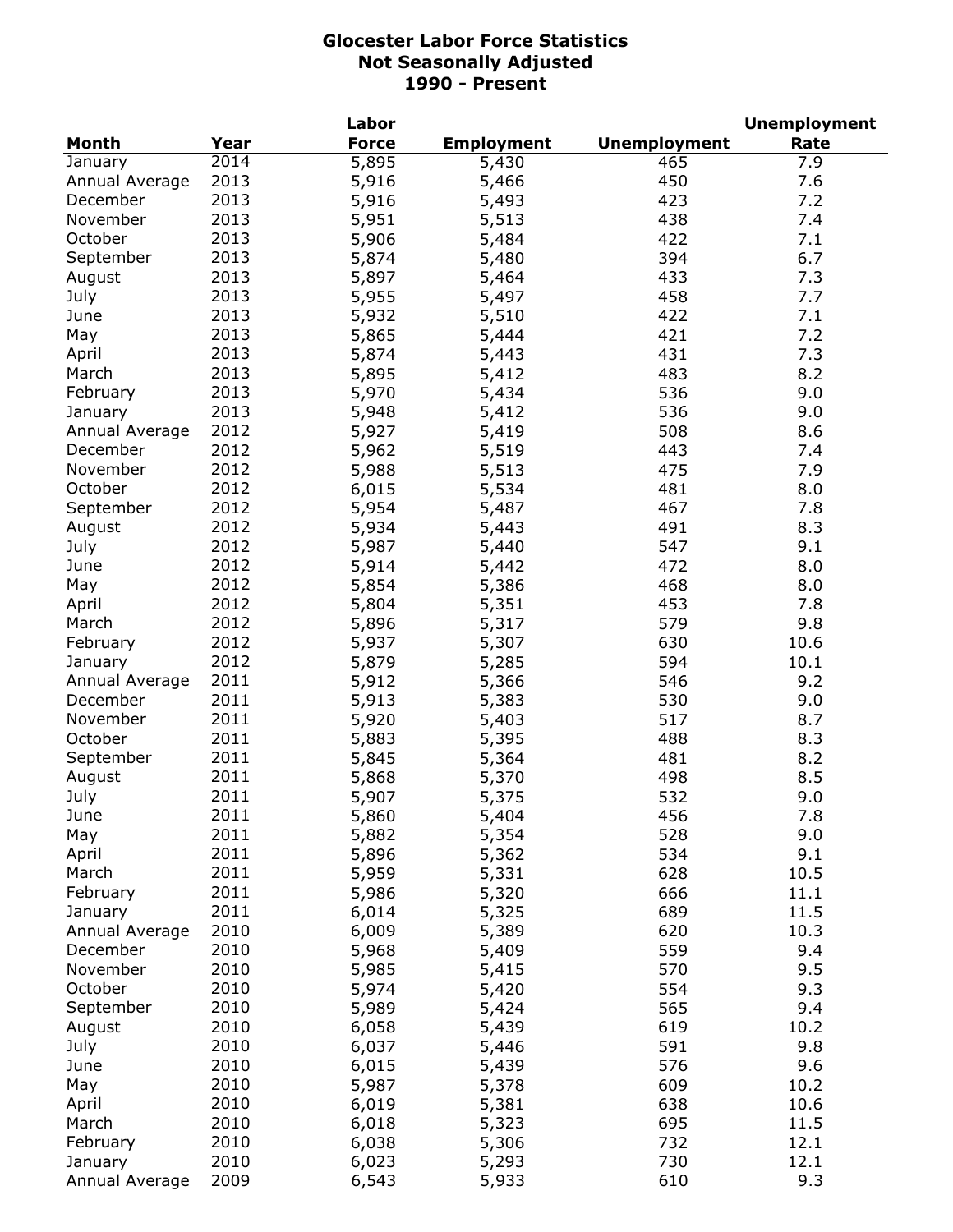# Glocester Labor Force Statistics
## Not Seasonally Adjusted
## 1990 - Present

| Month | Year | Labor Force | Employment | Unemployment | Unemployment Rate |
|---|---|---|---|---|---|
| January | 2014 | 5,895 | 5,430 | 465 | 7.9 |
| Annual Average | 2013 | 5,916 | 5,466 | 450 | 7.6 |
| December | 2013 | 5,916 | 5,493 | 423 | 7.2 |
| November | 2013 | 5,951 | 5,513 | 438 | 7.4 |
| October | 2013 | 5,906 | 5,484 | 422 | 7.1 |
| September | 2013 | 5,874 | 5,480 | 394 | 6.7 |
| August | 2013 | 5,897 | 5,464 | 433 | 7.3 |
| July | 2013 | 5,955 | 5,497 | 458 | 7.7 |
| June | 2013 | 5,932 | 5,510 | 422 | 7.1 |
| May | 2013 | 5,865 | 5,444 | 421 | 7.2 |
| April | 2013 | 5,874 | 5,443 | 431 | 7.3 |
| March | 2013 | 5,895 | 5,412 | 483 | 8.2 |
| February | 2013 | 5,970 | 5,434 | 536 | 9.0 |
| January | 2013 | 5,948 | 5,412 | 536 | 9.0 |
| Annual Average | 2012 | 5,927 | 5,419 | 508 | 8.6 |
| December | 2012 | 5,962 | 5,519 | 443 | 7.4 |
| November | 2012 | 5,988 | 5,513 | 475 | 7.9 |
| October | 2012 | 6,015 | 5,534 | 481 | 8.0 |
| September | 2012 | 5,954 | 5,487 | 467 | 7.8 |
| August | 2012 | 5,934 | 5,443 | 491 | 8.3 |
| July | 2012 | 5,987 | 5,440 | 547 | 9.1 |
| June | 2012 | 5,914 | 5,442 | 472 | 8.0 |
| May | 2012 | 5,854 | 5,386 | 468 | 8.0 |
| April | 2012 | 5,804 | 5,351 | 453 | 7.8 |
| March | 2012 | 5,896 | 5,317 | 579 | 9.8 |
| February | 2012 | 5,937 | 5,307 | 630 | 10.6 |
| January | 2012 | 5,879 | 5,285 | 594 | 10.1 |
| Annual Average | 2011 | 5,912 | 5,366 | 546 | 9.2 |
| December | 2011 | 5,913 | 5,383 | 530 | 9.0 |
| November | 2011 | 5,920 | 5,403 | 517 | 8.7 |
| October | 2011 | 5,883 | 5,395 | 488 | 8.3 |
| September | 2011 | 5,845 | 5,364 | 481 | 8.2 |
| August | 2011 | 5,868 | 5,370 | 498 | 8.5 |
| July | 2011 | 5,907 | 5,375 | 532 | 9.0 |
| June | 2011 | 5,860 | 5,404 | 456 | 7.8 |
| May | 2011 | 5,882 | 5,354 | 528 | 9.0 |
| April | 2011 | 5,896 | 5,362 | 534 | 9.1 |
| March | 2011 | 5,959 | 5,331 | 628 | 10.5 |
| February | 2011 | 5,986 | 5,320 | 666 | 11.1 |
| January | 2011 | 6,014 | 5,325 | 689 | 11.5 |
| Annual Average | 2010 | 6,009 | 5,389 | 620 | 10.3 |
| December | 2010 | 5,968 | 5,409 | 559 | 9.4 |
| November | 2010 | 5,985 | 5,415 | 570 | 9.5 |
| October | 2010 | 5,974 | 5,420 | 554 | 9.3 |
| September | 2010 | 5,989 | 5,424 | 565 | 9.4 |
| August | 2010 | 6,058 | 5,439 | 619 | 10.2 |
| July | 2010 | 6,037 | 5,446 | 591 | 9.8 |
| June | 2010 | 6,015 | 5,439 | 576 | 9.6 |
| May | 2010 | 5,987 | 5,378 | 609 | 10.2 |
| April | 2010 | 6,019 | 5,381 | 638 | 10.6 |
| March | 2010 | 6,018 | 5,323 | 695 | 11.5 |
| February | 2010 | 6,038 | 5,306 | 732 | 12.1 |
| January | 2010 | 6,023 | 5,293 | 730 | 12.1 |
| Annual Average | 2009 | 6,543 | 5,933 | 610 | 9.3 |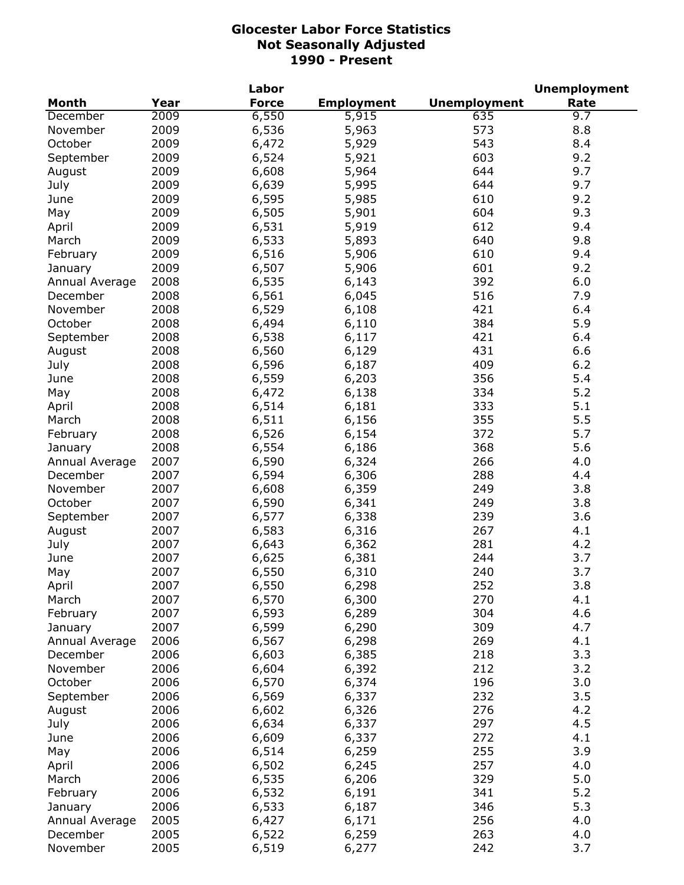# Glocester Labor Force Statistics
## Not Seasonally Adjusted
## 1990 - Present

| Month | Year | Labor Force | Employment | Unemployment | Unemployment Rate |
|---|---|---|---|---|---|
| December | 2009 | 6,550 | 5,915 | 635 | 9.7 |
| November | 2009 | 6,536 | 5,963 | 573 | 8.8 |
| October | 2009 | 6,472 | 5,929 | 543 | 8.4 |
| September | 2009 | 6,524 | 5,921 | 603 | 9.2 |
| August | 2009 | 6,608 | 5,964 | 644 | 9.7 |
| July | 2009 | 6,639 | 5,995 | 644 | 9.7 |
| June | 2009 | 6,595 | 5,985 | 610 | 9.2 |
| May | 2009 | 6,505 | 5,901 | 604 | 9.3 |
| April | 2009 | 6,531 | 5,919 | 612 | 9.4 |
| March | 2009 | 6,533 | 5,893 | 640 | 9.8 |
| February | 2009 | 6,516 | 5,906 | 610 | 9.4 |
| January | 2009 | 6,507 | 5,906 | 601 | 9.2 |
| Annual Average | 2008 | 6,535 | 6,143 | 392 | 6.0 |
| December | 2008 | 6,561 | 6,045 | 516 | 7.9 |
| November | 2008 | 6,529 | 6,108 | 421 | 6.4 |
| October | 2008 | 6,494 | 6,110 | 384 | 5.9 |
| September | 2008 | 6,538 | 6,117 | 421 | 6.4 |
| August | 2008 | 6,560 | 6,129 | 431 | 6.6 |
| July | 2008 | 6,596 | 6,187 | 409 | 6.2 |
| June | 2008 | 6,559 | 6,203 | 356 | 5.4 |
| May | 2008 | 6,472 | 6,138 | 334 | 5.2 |
| April | 2008 | 6,514 | 6,181 | 333 | 5.1 |
| March | 2008 | 6,511 | 6,156 | 355 | 5.5 |
| February | 2008 | 6,526 | 6,154 | 372 | 5.7 |
| January | 2008 | 6,554 | 6,186 | 368 | 5.6 |
| Annual Average | 2007 | 6,590 | 6,324 | 266 | 4.0 |
| December | 2007 | 6,594 | 6,306 | 288 | 4.4 |
| November | 2007 | 6,608 | 6,359 | 249 | 3.8 |
| October | 2007 | 6,590 | 6,341 | 249 | 3.8 |
| September | 2007 | 6,577 | 6,338 | 239 | 3.6 |
| August | 2007 | 6,583 | 6,316 | 267 | 4.1 |
| July | 2007 | 6,643 | 6,362 | 281 | 4.2 |
| June | 2007 | 6,625 | 6,381 | 244 | 3.7 |
| May | 2007 | 6,550 | 6,310 | 240 | 3.7 |
| April | 2007 | 6,550 | 6,298 | 252 | 3.8 |
| March | 2007 | 6,570 | 6,300 | 270 | 4.1 |
| February | 2007 | 6,593 | 6,289 | 304 | 4.6 |
| January | 2007 | 6,599 | 6,290 | 309 | 4.7 |
| Annual Average | 2006 | 6,567 | 6,298 | 269 | 4.1 |
| December | 2006 | 6,603 | 6,385 | 218 | 3.3 |
| November | 2006 | 6,604 | 6,392 | 212 | 3.2 |
| October | 2006 | 6,570 | 6,374 | 196 | 3.0 |
| September | 2006 | 6,569 | 6,337 | 232 | 3.5 |
| August | 2006 | 6,602 | 6,326 | 276 | 4.2 |
| July | 2006 | 6,634 | 6,337 | 297 | 4.5 |
| June | 2006 | 6,609 | 6,337 | 272 | 4.1 |
| May | 2006 | 6,514 | 6,259 | 255 | 3.9 |
| April | 2006 | 6,502 | 6,245 | 257 | 4.0 |
| March | 2006 | 6,535 | 6,206 | 329 | 5.0 |
| February | 2006 | 6,532 | 6,191 | 341 | 5.2 |
| January | 2006 | 6,533 | 6,187 | 346 | 5.3 |
| Annual Average | 2005 | 6,427 | 6,171 | 256 | 4.0 |
| December | 2005 | 6,522 | 6,259 | 263 | 4.0 |
| November | 2005 | 6,519 | 6,277 | 242 | 3.7 |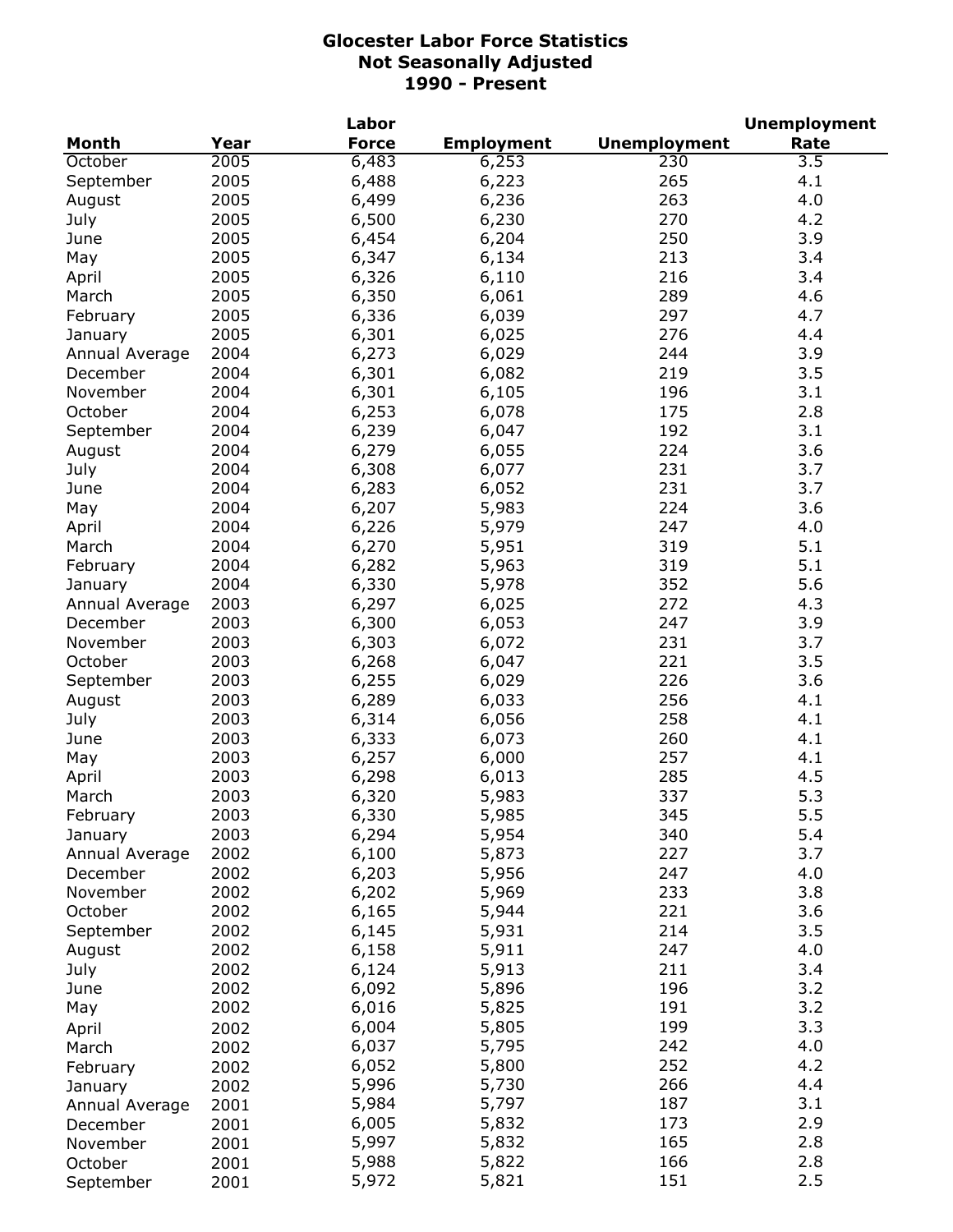# Glocester Labor Force Statistics
## Not Seasonally Adjusted
## 1990 - Present

| Month | Year | Labor Force | Employment | Unemployment | Unemployment Rate |
|---|---|---|---|---|---|
| October | 2005 | 6,483 | 6,253 | 230 | 3.5 |
| September | 2005 | 6,488 | 6,223 | 265 | 4.1 |
| August | 2005 | 6,499 | 6,236 | 263 | 4.0 |
| July | 2005 | 6,500 | 6,230 | 270 | 4.2 |
| June | 2005 | 6,454 | 6,204 | 250 | 3.9 |
| May | 2005 | 6,347 | 6,134 | 213 | 3.4 |
| April | 2005 | 6,326 | 6,110 | 216 | 3.4 |
| March | 2005 | 6,350 | 6,061 | 289 | 4.6 |
| February | 2005 | 6,336 | 6,039 | 297 | 4.7 |
| January | 2005 | 6,301 | 6,025 | 276 | 4.4 |
| Annual Average | 2004 | 6,273 | 6,029 | 244 | 3.9 |
| December | 2004 | 6,301 | 6,082 | 219 | 3.5 |
| November | 2004 | 6,301 | 6,105 | 196 | 3.1 |
| October | 2004 | 6,253 | 6,078 | 175 | 2.8 |
| September | 2004 | 6,239 | 6,047 | 192 | 3.1 |
| August | 2004 | 6,279 | 6,055 | 224 | 3.6 |
| July | 2004 | 6,308 | 6,077 | 231 | 3.7 |
| June | 2004 | 6,283 | 6,052 | 231 | 3.7 |
| May | 2004 | 6,207 | 5,983 | 224 | 3.6 |
| April | 2004 | 6,226 | 5,979 | 247 | 4.0 |
| March | 2004 | 6,270 | 5,951 | 319 | 5.1 |
| February | 2004 | 6,282 | 5,963 | 319 | 5.1 |
| January | 2004 | 6,330 | 5,978 | 352 | 5.6 |
| Annual Average | 2003 | 6,297 | 6,025 | 272 | 4.3 |
| December | 2003 | 6,300 | 6,053 | 247 | 3.9 |
| November | 2003 | 6,303 | 6,072 | 231 | 3.7 |
| October | 2003 | 6,268 | 6,047 | 221 | 3.5 |
| September | 2003 | 6,255 | 6,029 | 226 | 3.6 |
| August | 2003 | 6,289 | 6,033 | 256 | 4.1 |
| July | 2003 | 6,314 | 6,056 | 258 | 4.1 |
| June | 2003 | 6,333 | 6,073 | 260 | 4.1 |
| May | 2003 | 6,257 | 6,000 | 257 | 4.1 |
| April | 2003 | 6,298 | 6,013 | 285 | 4.5 |
| March | 2003 | 6,320 | 5,983 | 337 | 5.3 |
| February | 2003 | 6,330 | 5,985 | 345 | 5.5 |
| January | 2003 | 6,294 | 5,954 | 340 | 5.4 |
| Annual Average | 2002 | 6,100 | 5,873 | 227 | 3.7 |
| December | 2002 | 6,203 | 5,956 | 247 | 4.0 |
| November | 2002 | 6,202 | 5,969 | 233 | 3.8 |
| October | 2002 | 6,165 | 5,944 | 221 | 3.6 |
| September | 2002 | 6,145 | 5,931 | 214 | 3.5 |
| August | 2002 | 6,158 | 5,911 | 247 | 4.0 |
| July | 2002 | 6,124 | 5,913 | 211 | 3.4 |
| June | 2002 | 6,092 | 5,896 | 196 | 3.2 |
| May | 2002 | 6,016 | 5,825 | 191 | 3.2 |
| April | 2002 | 6,004 | 5,805 | 199 | 3.3 |
| March | 2002 | 6,037 | 5,795 | 242 | 4.0 |
| February | 2002 | 6,052 | 5,800 | 252 | 4.2 |
| January | 2002 | 5,996 | 5,730 | 266 | 4.4 |
| Annual Average | 2001 | 5,984 | 5,797 | 187 | 3.1 |
| December | 2001 | 6,005 | 5,832 | 173 | 2.9 |
| November | 2001 | 5,997 | 5,832 | 165 | 2.8 |
| October | 2001 | 5,988 | 5,822 | 166 | 2.8 |
| September | 2001 | 5,972 | 5,821 | 151 | 2.5 |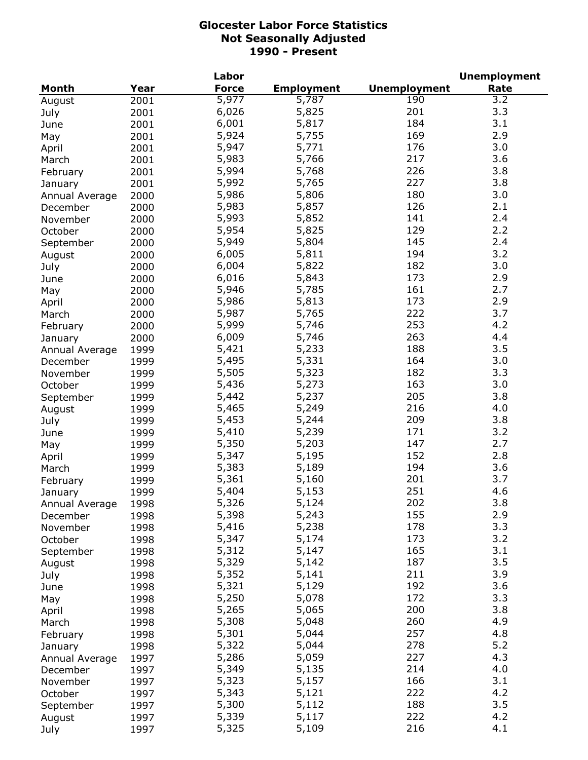# Glocester Labor Force Statistics
## Not Seasonally Adjusted
## 1990 - Present

| Month | Year | Labor Force | Employment | Unemployment | Unemployment Rate |
|---|---|---|---|---|---|
| August | 2001 | 5,977 | 5,787 | 190 | 3.2 |
| July | 2001 | 6,026 | 5,825 | 201 | 3.3 |
| June | 2001 | 6,001 | 5,817 | 184 | 3.1 |
| May | 2001 | 5,924 | 5,755 | 169 | 2.9 |
| April | 2001 | 5,947 | 5,771 | 176 | 3.0 |
| March | 2001 | 5,983 | 5,766 | 217 | 3.6 |
| February | 2001 | 5,994 | 5,768 | 226 | 3.8 |
| January | 2001 | 5,992 | 5,765 | 227 | 3.8 |
| Annual Average | 2000 | 5,986 | 5,806 | 180 | 3.0 |
| December | 2000 | 5,983 | 5,857 | 126 | 2.1 |
| November | 2000 | 5,993 | 5,852 | 141 | 2.4 |
| October | 2000 | 5,954 | 5,825 | 129 | 2.2 |
| September | 2000 | 5,949 | 5,804 | 145 | 2.4 |
| August | 2000 | 6,005 | 5,811 | 194 | 3.2 |
| July | 2000 | 6,004 | 5,822 | 182 | 3.0 |
| June | 2000 | 6,016 | 5,843 | 173 | 2.9 |
| May | 2000 | 5,946 | 5,785 | 161 | 2.7 |
| April | 2000 | 5,986 | 5,813 | 173 | 2.9 |
| March | 2000 | 5,987 | 5,765 | 222 | 3.7 |
| February | 2000 | 5,999 | 5,746 | 253 | 4.2 |
| January | 2000 | 6,009 | 5,746 | 263 | 4.4 |
| Annual Average | 1999 | 5,421 | 5,233 | 188 | 3.5 |
| December | 1999 | 5,495 | 5,331 | 164 | 3.0 |
| November | 1999 | 5,505 | 5,323 | 182 | 3.3 |
| October | 1999 | 5,436 | 5,273 | 163 | 3.0 |
| September | 1999 | 5,442 | 5,237 | 205 | 3.8 |
| August | 1999 | 5,465 | 5,249 | 216 | 4.0 |
| July | 1999 | 5,453 | 5,244 | 209 | 3.8 |
| June | 1999 | 5,410 | 5,239 | 171 | 3.2 |
| May | 1999 | 5,350 | 5,203 | 147 | 2.7 |
| April | 1999 | 5,347 | 5,195 | 152 | 2.8 |
| March | 1999 | 5,383 | 5,189 | 194 | 3.6 |
| February | 1999 | 5,361 | 5,160 | 201 | 3.7 |
| January | 1999 | 5,404 | 5,153 | 251 | 4.6 |
| Annual Average | 1998 | 5,326 | 5,124 | 202 | 3.8 |
| December | 1998 | 5,398 | 5,243 | 155 | 2.9 |
| November | 1998 | 5,416 | 5,238 | 178 | 3.3 |
| October | 1998 | 5,347 | 5,174 | 173 | 3.2 |
| September | 1998 | 5,312 | 5,147 | 165 | 3.1 |
| August | 1998 | 5,329 | 5,142 | 187 | 3.5 |
| July | 1998 | 5,352 | 5,141 | 211 | 3.9 |
| June | 1998 | 5,321 | 5,129 | 192 | 3.6 |
| May | 1998 | 5,250 | 5,078 | 172 | 3.3 |
| April | 1998 | 5,265 | 5,065 | 200 | 3.8 |
| March | 1998 | 5,308 | 5,048 | 260 | 4.9 |
| February | 1998 | 5,301 | 5,044 | 257 | 4.8 |
| January | 1998 | 5,322 | 5,044 | 278 | 5.2 |
| Annual Average | 1997 | 5,286 | 5,059 | 227 | 4.3 |
| December | 1997 | 5,349 | 5,135 | 214 | 4.0 |
| November | 1997 | 5,323 | 5,157 | 166 | 3.1 |
| October | 1997 | 5,343 | 5,121 | 222 | 4.2 |
| September | 1997 | 5,300 | 5,112 | 188 | 3.5 |
| August | 1997 | 5,339 | 5,117 | 222 | 4.2 |
| July | 1997 | 5,325 | 5,109 | 216 | 4.1 |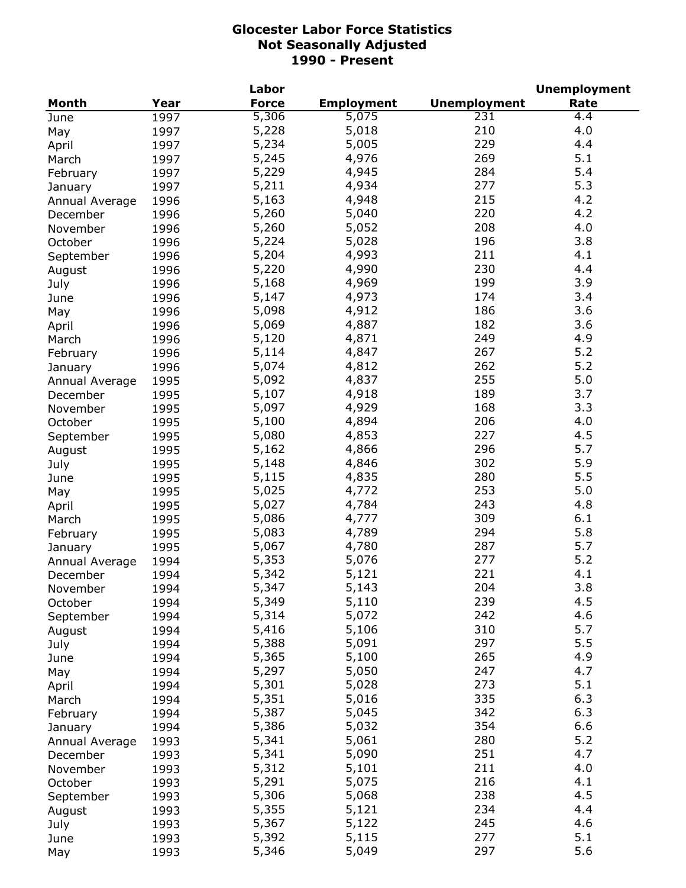# Glocester Labor Force Statistics
## Not Seasonally Adjusted
## 1990 - Present

| Month | Year | Labor Force | Employment | Unemployment | Unemployment Rate |
|---|---|---|---|---|---|
| June | 1997 | 5,306 | 5,075 | 231 | 4.4 |
| May | 1997 | 5,228 | 5,018 | 210 | 4.0 |
| April | 1997 | 5,234 | 5,005 | 229 | 4.4 |
| March | 1997 | 5,245 | 4,976 | 269 | 5.1 |
| February | 1997 | 5,229 | 4,945 | 284 | 5.4 |
| January | 1997 | 5,211 | 4,934 | 277 | 5.3 |
| Annual Average | 1996 | 5,163 | 4,948 | 215 | 4.2 |
| December | 1996 | 5,260 | 5,040 | 220 | 4.2 |
| November | 1996 | 5,260 | 5,052 | 208 | 4.0 |
| October | 1996 | 5,224 | 5,028 | 196 | 3.8 |
| September | 1996 | 5,204 | 4,993 | 211 | 4.1 |
| August | 1996 | 5,220 | 4,990 | 230 | 4.4 |
| July | 1996 | 5,168 | 4,969 | 199 | 3.9 |
| June | 1996 | 5,147 | 4,973 | 174 | 3.4 |
| May | 1996 | 5,098 | 4,912 | 186 | 3.6 |
| April | 1996 | 5,069 | 4,887 | 182 | 3.6 |
| March | 1996 | 5,120 | 4,871 | 249 | 4.9 |
| February | 1996 | 5,114 | 4,847 | 267 | 5.2 |
| January | 1996 | 5,074 | 4,812 | 262 | 5.2 |
| Annual Average | 1995 | 5,092 | 4,837 | 255 | 5.0 |
| December | 1995 | 5,107 | 4,918 | 189 | 3.7 |
| November | 1995 | 5,097 | 4,929 | 168 | 3.3 |
| October | 1995 | 5,100 | 4,894 | 206 | 4.0 |
| September | 1995 | 5,080 | 4,853 | 227 | 4.5 |
| August | 1995 | 5,162 | 4,866 | 296 | 5.7 |
| July | 1995 | 5,148 | 4,846 | 302 | 5.9 |
| June | 1995 | 5,115 | 4,835 | 280 | 5.5 |
| May | 1995 | 5,025 | 4,772 | 253 | 5.0 |
| April | 1995 | 5,027 | 4,784 | 243 | 4.8 |
| March | 1995 | 5,086 | 4,777 | 309 | 6.1 |
| February | 1995 | 5,083 | 4,789 | 294 | 5.8 |
| January | 1995 | 5,067 | 4,780 | 287 | 5.7 |
| Annual Average | 1994 | 5,353 | 5,076 | 277 | 5.2 |
| December | 1994 | 5,342 | 5,121 | 221 | 4.1 |
| November | 1994 | 5,347 | 5,143 | 204 | 3.8 |
| October | 1994 | 5,349 | 5,110 | 239 | 4.5 |
| September | 1994 | 5,314 | 5,072 | 242 | 4.6 |
| August | 1994 | 5,416 | 5,106 | 310 | 5.7 |
| July | 1994 | 5,388 | 5,091 | 297 | 5.5 |
| June | 1994 | 5,365 | 5,100 | 265 | 4.9 |
| May | 1994 | 5,297 | 5,050 | 247 | 4.7 |
| April | 1994 | 5,301 | 5,028 | 273 | 5.1 |
| March | 1994 | 5,351 | 5,016 | 335 | 6.3 |
| February | 1994 | 5,387 | 5,045 | 342 | 6.3 |
| January | 1994 | 5,386 | 5,032 | 354 | 6.6 |
| Annual Average | 1993 | 5,341 | 5,061 | 280 | 5.2 |
| December | 1993 | 5,341 | 5,090 | 251 | 4.7 |
| November | 1993 | 5,312 | 5,101 | 211 | 4.0 |
| October | 1993 | 5,291 | 5,075 | 216 | 4.1 |
| September | 1993 | 5,306 | 5,068 | 238 | 4.5 |
| August | 1993 | 5,355 | 5,121 | 234 | 4.4 |
| July | 1993 | 5,367 | 5,122 | 245 | 4.6 |
| June | 1993 | 5,392 | 5,115 | 277 | 5.1 |
| May | 1993 | 5,346 | 5,049 | 297 | 5.6 |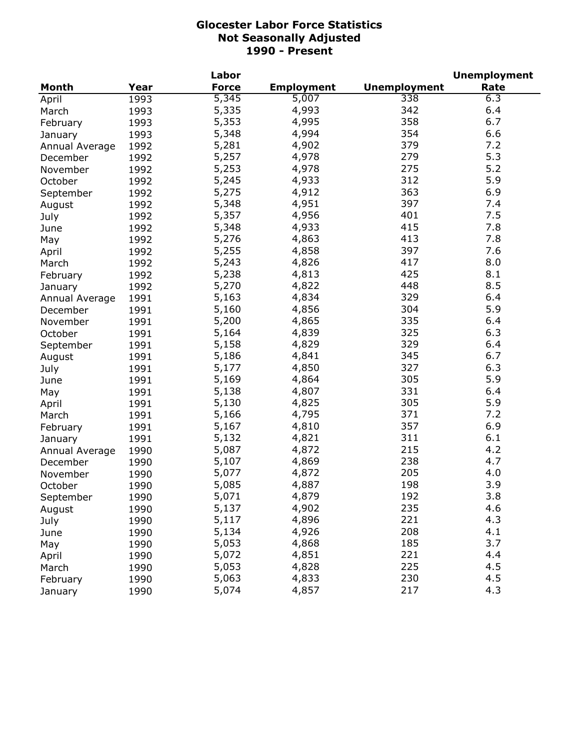# Glocester Labor Force Statistics
## Not Seasonally Adjusted
## 1990 - Present

| Month | Year | Labor Force | Employment | Unemployment | Unemployment Rate |
|---|---|---|---|---|---|
| April | 1993 | 5,345 | 5,007 | 338 | 6.3 |
| March | 1993 | 5,335 | 4,993 | 342 | 6.4 |
| February | 1993 | 5,353 | 4,995 | 358 | 6.7 |
| January | 1993 | 5,348 | 4,994 | 354 | 6.6 |
| Annual Average | 1992 | 5,281 | 4,902 | 379 | 7.2 |
| December | 1992 | 5,257 | 4,978 | 279 | 5.3 |
| November | 1992 | 5,253 | 4,978 | 275 | 5.2 |
| October | 1992 | 5,245 | 4,933 | 312 | 5.9 |
| September | 1992 | 5,275 | 4,912 | 363 | 6.9 |
| August | 1992 | 5,348 | 4,951 | 397 | 7.4 |
| July | 1992 | 5,357 | 4,956 | 401 | 7.5 |
| June | 1992 | 5,348 | 4,933 | 415 | 7.8 |
| May | 1992 | 5,276 | 4,863 | 413 | 7.8 |
| April | 1992 | 5,255 | 4,858 | 397 | 7.6 |
| March | 1992 | 5,243 | 4,826 | 417 | 8.0 |
| February | 1992 | 5,238 | 4,813 | 425 | 8.1 |
| January | 1992 | 5,270 | 4,822 | 448 | 8.5 |
| Annual Average | 1991 | 5,163 | 4,834 | 329 | 6.4 |
| December | 1991 | 5,160 | 4,856 | 304 | 5.9 |
| November | 1991 | 5,200 | 4,865 | 335 | 6.4 |
| October | 1991 | 5,164 | 4,839 | 325 | 6.3 |
| September | 1991 | 5,158 | 4,829 | 329 | 6.4 |
| August | 1991 | 5,186 | 4,841 | 345 | 6.7 |
| July | 1991 | 5,177 | 4,850 | 327 | 6.3 |
| June | 1991 | 5,169 | 4,864 | 305 | 5.9 |
| May | 1991 | 5,138 | 4,807 | 331 | 6.4 |
| April | 1991 | 5,130 | 4,825 | 305 | 5.9 |
| March | 1991 | 5,166 | 4,795 | 371 | 7.2 |
| February | 1991 | 5,167 | 4,810 | 357 | 6.9 |
| January | 1991 | 5,132 | 4,821 | 311 | 6.1 |
| Annual Average | 1990 | 5,087 | 4,872 | 215 | 4.2 |
| December | 1990 | 5,107 | 4,869 | 238 | 4.7 |
| November | 1990 | 5,077 | 4,872 | 205 | 4.0 |
| October | 1990 | 5,085 | 4,887 | 198 | 3.9 |
| September | 1990 | 5,071 | 4,879 | 192 | 3.8 |
| August | 1990 | 5,137 | 4,902 | 235 | 4.6 |
| July | 1990 | 5,117 | 4,896 | 221 | 4.3 |
| June | 1990 | 5,134 | 4,926 | 208 | 4.1 |
| May | 1990 | 5,053 | 4,868 | 185 | 3.7 |
| April | 1990 | 5,072 | 4,851 | 221 | 4.4 |
| March | 1990 | 5,053 | 4,828 | 225 | 4.5 |
| February | 1990 | 5,063 | 4,833 | 230 | 4.5 |
| January | 1990 | 5,074 | 4,857 | 217 | 4.3 |